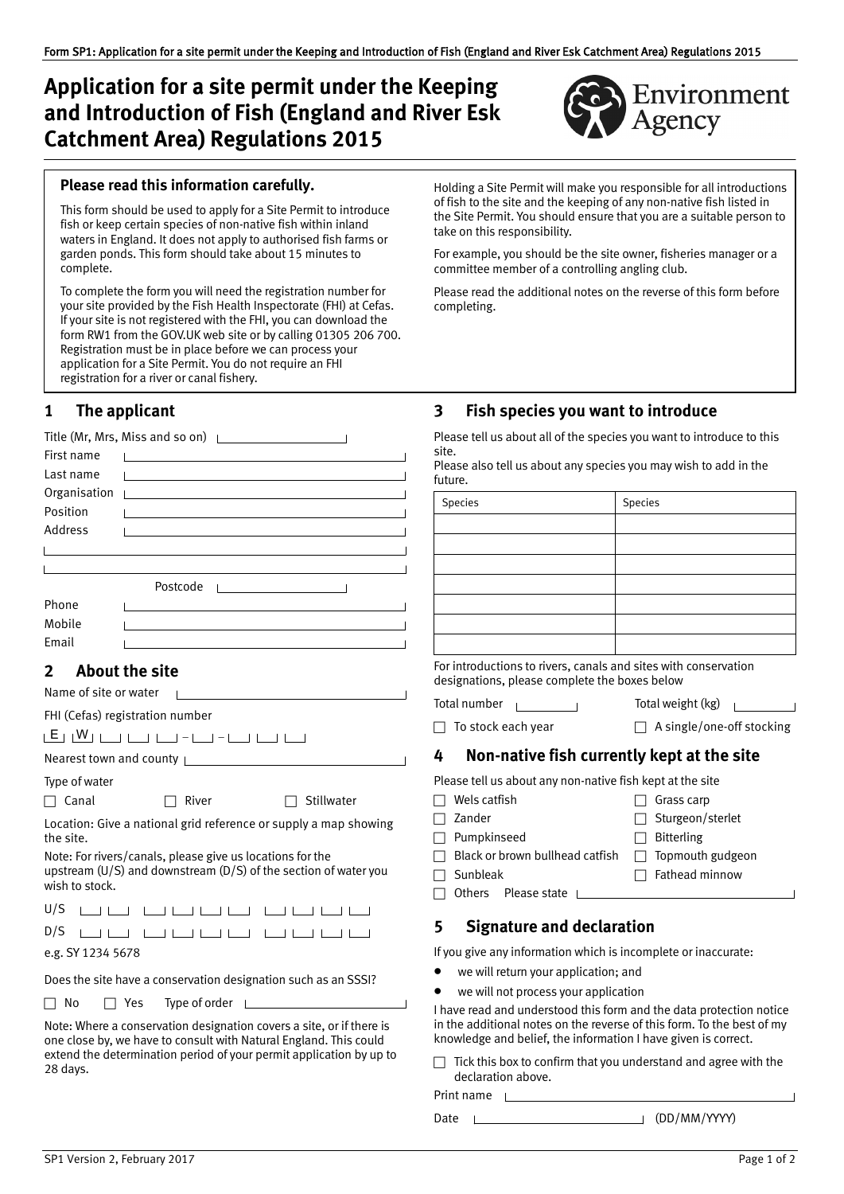# Application for a site permit under the Keeping and Introduction of Fish (England and River Esk Catchment Area) Regulations 2015

**Please read this information carefully.**

This form should be used to apply for a Site Permit to introduce fish or keep certain species of non-native fish within inland waters in England. It does not apply to authorised fish farms or garden ponds. This form should take about 15 minutes to complete.

To complete the form you will need the registration number for your site provided by the Fish Health Inspectorate (FHI) at Cefas. If your site is not registered with the FHI, you can download the form RW1 from the GOV.UK web site or by calling 01305 206 700. Registration must be in place before we can process your application for a Site Permit. You do not require an FHI registration for a river or canal fishery.

Holding a Site Permit will make you responsible for all introductions of fish to the site and the keeping of any non-native fish listed in the Site Permit. You should ensure that you are a suitable person to take on this responsibility.

For example, you should be the site owner, fisheries manager or a committee member of a controlling angling club.

Please read the additional notes on the reverse of this form before completing.

## 1 The applicant

Title (Mr, Mrs, Miss and so on)

First name

Last name

Organisation

Position

Address

Postcode

Phone

Mobile

Email

## 2 About the site

Name of site or water

FHI (Cefas) registration number

E W _ _ _ – _ – _ _ _

Nearest town and county

Type of water

☐ Canal ☐ River ☐ Stillwater

Location: Give a national grid reference or supply a map showing the site.

Note: For rivers/canals, please give us locations for the upstream (U/S) and downstream (D/S) of the section of water you wish to stock.

U/S

D/S

e.g. SY 1234 5678

Does the site have a conservation designation such as an SSSI?

☐ No ☐ Yes Type of order

Note: Where a conservation designation covers a site, or if there is one close by, we have to consult with Natural England. This could extend the determination period of your permit application by up to 28 days.

## 3 Fish species you want to introduce

Please tell us about all of the species you want to introduce to this site.
Please also tell us about any species you may wish to add in the future.

| Species | Species |
|---|---|
| | |
| | |
| | |
| | |
| | |
| | |
| | |

For introductions to rivers, canals and sites with conservation designations, please complete the boxes below

Total number Total weight (kg)

☐ To stock each year ☐ A single/one-off stocking

## 4 Non-native fish currently kept at the site

Please tell us about any non-native fish kept at the site

☐ Wels catfish
☐ Grass carp
☐ Zander
☐ Sturgeon/sterlet
☐ Pumpkinseed
☐ Bitterling
☐ Black or brown bullhead catfish
☐ Topmouth gudgeon
☐ Sunbleak
☐ Fathead minnow
☐ Others Please state

## 5 Signature and declaration

If you give any information which is incomplete or inaccurate:

- we will return your application; and
- we will not process your application

I have read and understood this form and the data protection notice in the additional notes on the reverse of this form. To the best of my knowledge and belief, the information I have given is correct.

☐ Tick this box to confirm that you understand and agree with the declaration above.

Print name

Date (DD/MM/YYYY)

SP1 Version 2, February 2017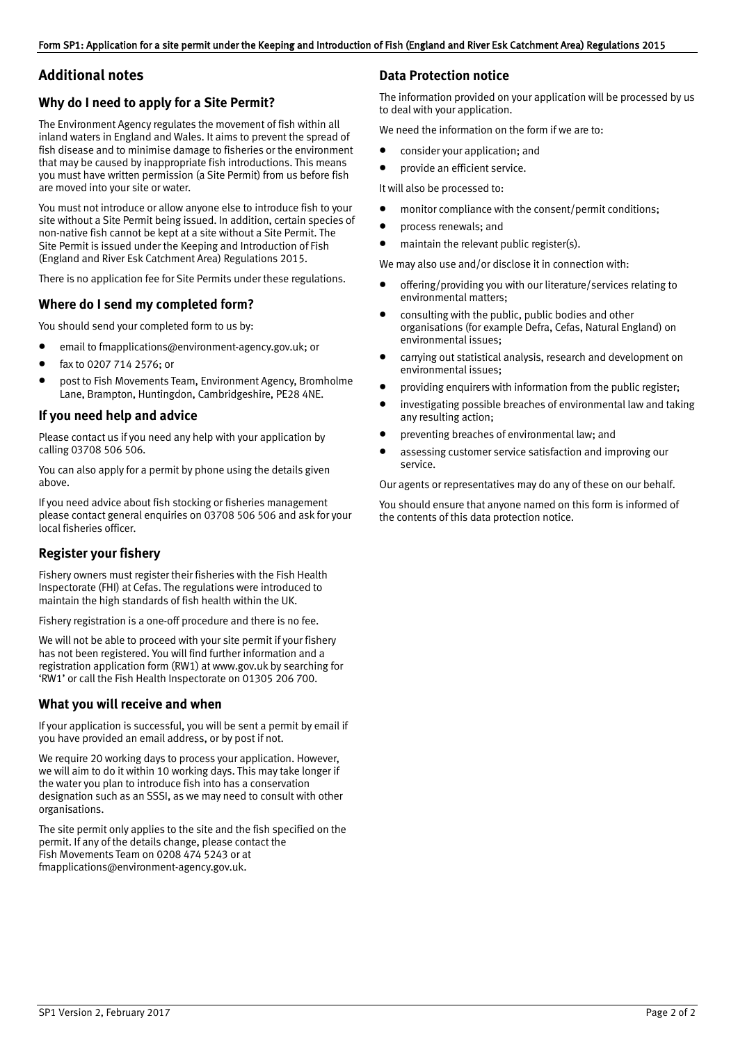## Additional notes

### Why do I need to apply for a Site Permit?

The Environment Agency regulates the movement of fish within all inland waters in England and Wales. It aims to prevent the spread of fish disease and to minimise damage to fisheries or the environment that may be caused by inappropriate fish introductions. This means you must have written permission (a Site Permit) from us before fish are moved into your site or water.

You must not introduce or allow anyone else to introduce fish to your site without a Site Permit being issued. In addition, certain species of non-native fish cannot be kept at a site without a Site Permit. The Site Permit is issued under the Keeping and Introduction of Fish (England and River Esk Catchment Area) Regulations 2015.

There is no application fee for Site Permits under these regulations.

### Where do I send my completed form?

You should send your completed form to us by:

- email to fmapplications@environment-agency.gov.uk; or
- fax to 0207 714 2576; or
- post to Fish Movements Team, Environment Agency, Bromholme Lane, Brampton, Huntingdon, Cambridgeshire, PE28 4NE.

### If you need help and advice

Please contact us if you need any help with your application by calling 03708 506 506.

You can also apply for a permit by phone using the details given above.

If you need advice about fish stocking or fisheries management please contact general enquiries on 03708 506 506 and ask for your local fisheries officer.

### Register your fishery

Fishery owners must register their fisheries with the Fish Health Inspectorate (FHI) at Cefas. The regulations were introduced to maintain the high standards of fish health within the UK.

Fishery registration is a one-off procedure and there is no fee.

We will not be able to proceed with your site permit if your fishery has not been registered. You will find further information and a registration application form (RW1) at www.gov.uk by searching for 'RW1' or call the Fish Health Inspectorate on 01305 206 700.

### What you will receive and when

If your application is successful, you will be sent a permit by email if you have provided an email address, or by post if not.

We require 20 working days to process your application. However, we will aim to do it within 10 working days. This may take longer if the water you plan to introduce fish into has a conservation designation such as an SSSI, as we may need to consult with other organisations.

The site permit only applies to the site and the fish specified on the permit. If any of the details change, please contact the Fish Movements Team on 0208 474 5243 or at fmapplications@environment-agency.gov.uk.

### Data Protection notice

The information provided on your application will be processed by us to deal with your application.

We need the information on the form if we are to:

- consider your application; and
- provide an efficient service.

It will also be processed to:

- monitor compliance with the consent/permit conditions;
- process renewals; and
- maintain the relevant public register(s).

We may also use and/or disclose it in connection with:

- offering/providing you with our literature/services relating to environmental matters;
- consulting with the public, public bodies and other organisations (for example Defra, Cefas, Natural England) on environmental issues;
- carrying out statistical analysis, research and development on environmental issues;
- providing enquirers with information from the public register;
- investigating possible breaches of environmental law and taking any resulting action;
- preventing breaches of environmental law; and
- assessing customer service satisfaction and improving our service.

Our agents or representatives may do any of these on our behalf.

You should ensure that anyone named on this form is informed of the contents of this data protection notice.